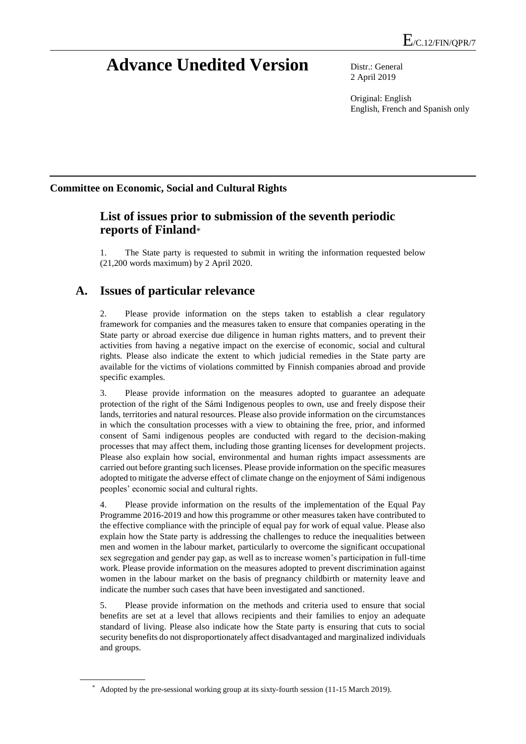E/C.12/FIN/QPR/7

# Advance Unedited Version

Distr.: General
2 April 2019

Original: English
English, French and Spanish only

**Committee on Economic, Social and Cultural Rights**

## List of issues prior to submission of the seventh periodic reports of Finland*

1. The State party is requested to submit in writing the information requested below (21,200 words maximum) by 2 April 2020.

## A. Issues of particular relevance

2. Please provide information on the steps taken to establish a clear regulatory framework for companies and the measures taken to ensure that companies operating in the State party or abroad exercise due diligence in human rights matters, and to prevent their activities from having a negative impact on the exercise of economic, social and cultural rights. Please also indicate the extent to which judicial remedies in the State party are available for the victims of violations committed by Finnish companies abroad and provide specific examples.

3. Please provide information on the measures adopted to guarantee an adequate protection of the right of the Sámi Indigenous peoples to own, use and freely dispose their lands, territories and natural resources. Please also provide information on the circumstances in which the consultation processes with a view to obtaining the free, prior, and informed consent of Sami indigenous peoples are conducted with regard to the decision-making processes that may affect them, including those granting licenses for development projects. Please also explain how social, environmental and human rights impact assessments are carried out before granting such licenses. Please provide information on the specific measures adopted to mitigate the adverse effect of climate change on the enjoyment of Sámi indigenous peoples' economic social and cultural rights.

4. Please provide information on the results of the implementation of the Equal Pay Programme 2016-2019 and how this programme or other measures taken have contributed to the effective compliance with the principle of equal pay for work of equal value. Please also explain how the State party is addressing the challenges to reduce the inequalities between men and women in the labour market, particularly to overcome the significant occupational sex segregation and gender pay gap, as well as to increase women's participation in full-time work. Please provide information on the measures adopted to prevent discrimination against women in the labour market on the basis of pregnancy childbirth or maternity leave and indicate the number such cases that have been investigated and sanctioned.

5. Please provide information on the methods and criteria used to ensure that social benefits are set at a level that allows recipients and their families to enjoy an adequate standard of living. Please also indicate how the State party is ensuring that cuts to social security benefits do not disproportionately affect disadvantaged and marginalized individuals and groups.

---

* Adopted by the pre-sessional working group at its sixty-fourth session (11-15 March 2019).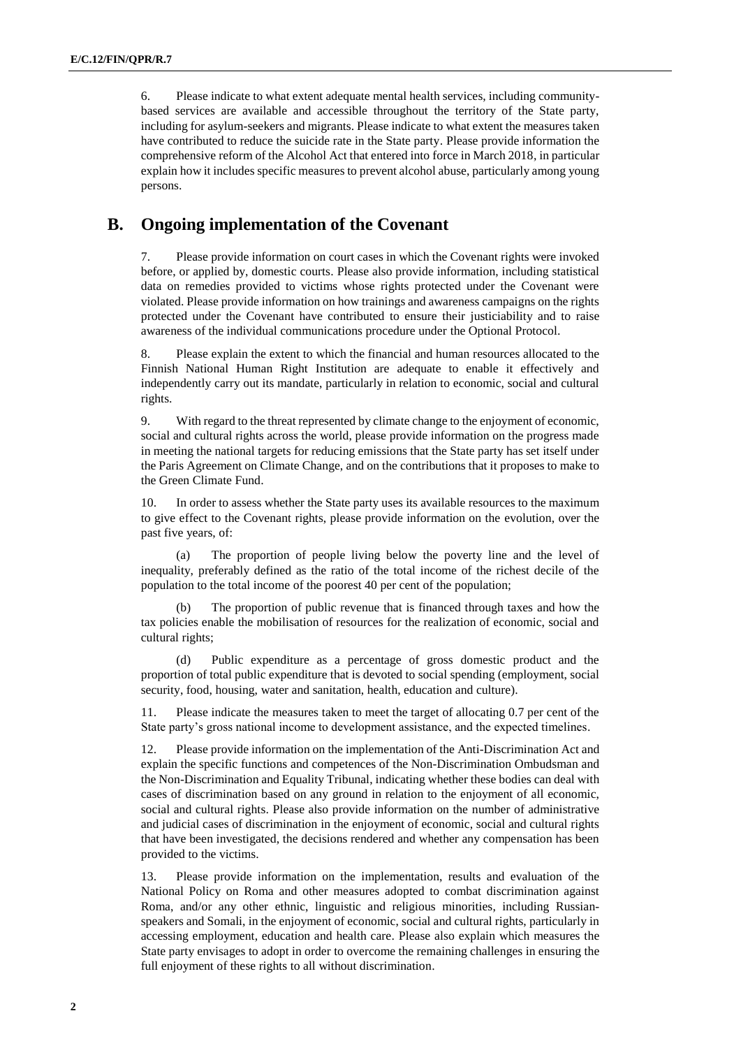6. Please indicate to what extent adequate mental health services, including community-based services are available and accessible throughout the territory of the State party, including for asylum-seekers and migrants. Please indicate to what extent the measures taken have contributed to reduce the suicide rate in the State party. Please provide information the comprehensive reform of the Alcohol Act that entered into force in March 2018, in particular explain how it includes specific measures to prevent alcohol abuse, particularly among young persons.

## B. Ongoing implementation of the Covenant

7. Please provide information on court cases in which the Covenant rights were invoked before, or applied by, domestic courts. Please also provide information, including statistical data on remedies provided to victims whose rights protected under the Covenant were violated. Please provide information on how trainings and awareness campaigns on the rights protected under the Covenant have contributed to ensure their justiciability and to raise awareness of the individual communications procedure under the Optional Protocol.

8. Please explain the extent to which the financial and human resources allocated to the Finnish National Human Right Institution are adequate to enable it effectively and independently carry out its mandate, particularly in relation to economic, social and cultural rights.

9. With regard to the threat represented by climate change to the enjoyment of economic, social and cultural rights across the world, please provide information on the progress made in meeting the national targets for reducing emissions that the State party has set itself under the Paris Agreement on Climate Change, and on the contributions that it proposes to make to the Green Climate Fund.

10. In order to assess whether the State party uses its available resources to the maximum to give effect to the Covenant rights, please provide information on the evolution, over the past five years, of:

(a) The proportion of people living below the poverty line and the level of inequality, preferably defined as the ratio of the total income of the richest decile of the population to the total income of the poorest 40 per cent of the population;

(b) The proportion of public revenue that is financed through taxes and how the tax policies enable the mobilisation of resources for the realization of economic, social and cultural rights;

(d) Public expenditure as a percentage of gross domestic product and the proportion of total public expenditure that is devoted to social spending (employment, social security, food, housing, water and sanitation, health, education and culture).

11. Please indicate the measures taken to meet the target of allocating 0.7 per cent of the State party's gross national income to development assistance, and the expected timelines.

12. Please provide information on the implementation of the Anti-Discrimination Act and explain the specific functions and competences of the Non-Discrimination Ombudsman and the Non-Discrimination and Equality Tribunal, indicating whether these bodies can deal with cases of discrimination based on any ground in relation to the enjoyment of all economic, social and cultural rights. Please also provide information on the number of administrative and judicial cases of discrimination in the enjoyment of economic, social and cultural rights that have been investigated, the decisions rendered and whether any compensation has been provided to the victims.

13. Please provide information on the implementation, results and evaluation of the National Policy on Roma and other measures adopted to combat discrimination against Roma, and/or any other ethnic, linguistic and religious minorities, including Russian-speakers and Somali, in the enjoyment of economic, social and cultural rights, particularly in accessing employment, education and health care. Please also explain which measures the State party envisages to adopt in order to overcome the remaining challenges in ensuring the full enjoyment of these rights to all without discrimination.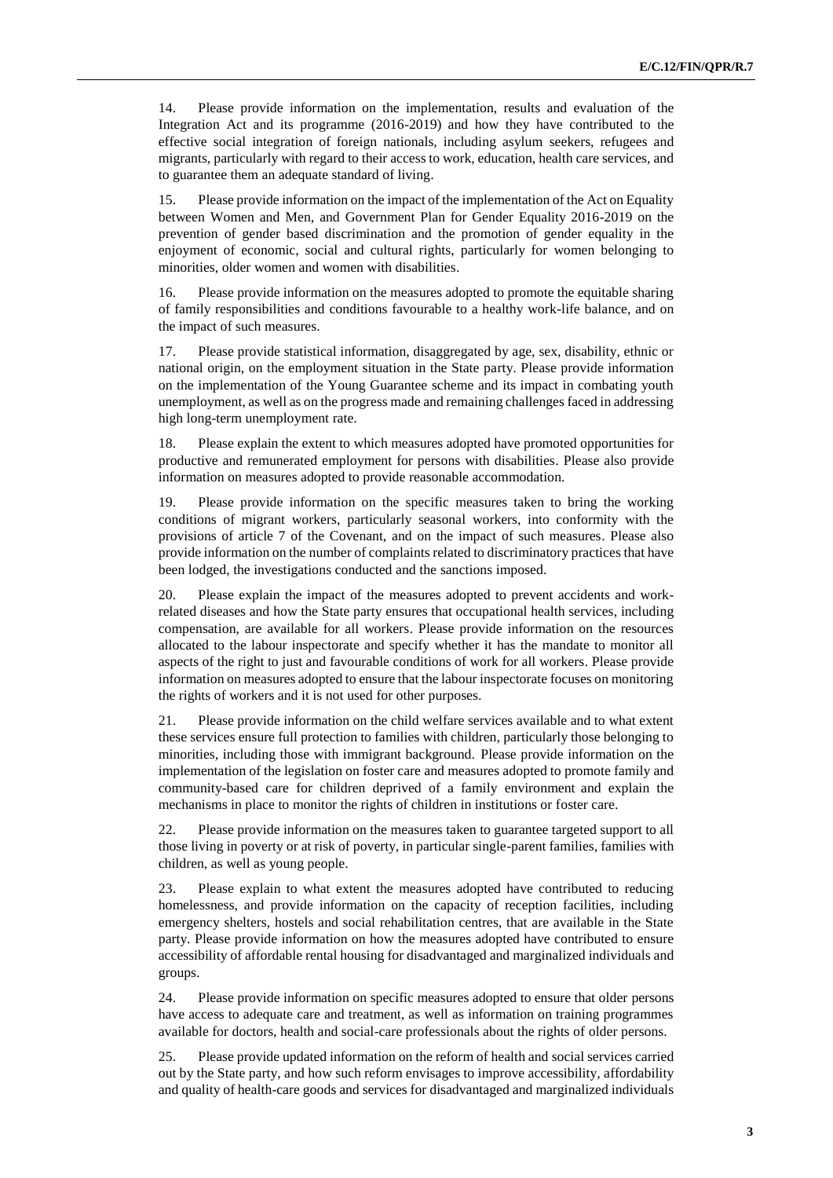14. Please provide information on the implementation, results and evaluation of the Integration Act and its programme (2016-2019) and how they have contributed to the effective social integration of foreign nationals, including asylum seekers, refugees and migrants, particularly with regard to their access to work, education, health care services, and to guarantee them an adequate standard of living.

15. Please provide information on the impact of the implementation of the Act on Equality between Women and Men, and Government Plan for Gender Equality 2016-2019 on the prevention of gender based discrimination and the promotion of gender equality in the enjoyment of economic, social and cultural rights, particularly for women belonging to minorities, older women and women with disabilities.

16. Please provide information on the measures adopted to promote the equitable sharing of family responsibilities and conditions favourable to a healthy work-life balance, and on the impact of such measures.

17. Please provide statistical information, disaggregated by age, sex, disability, ethnic or national origin, on the employment situation in the State party. Please provide information on the implementation of the Young Guarantee scheme and its impact in combating youth unemployment, as well as on the progress made and remaining challenges faced in addressing high long-term unemployment rate.

18. Please explain the extent to which measures adopted have promoted opportunities for productive and remunerated employment for persons with disabilities. Please also provide information on measures adopted to provide reasonable accommodation.

19. Please provide information on the specific measures taken to bring the working conditions of migrant workers, particularly seasonal workers, into conformity with the provisions of article 7 of the Covenant, and on the impact of such measures. Please also provide information on the number of complaints related to discriminatory practices that have been lodged, the investigations conducted and the sanctions imposed.

20. Please explain the impact of the measures adopted to prevent accidents and work-related diseases and how the State party ensures that occupational health services, including compensation, are available for all workers. Please provide information on the resources allocated to the labour inspectorate and specify whether it has the mandate to monitor all aspects of the right to just and favourable conditions of work for all workers. Please provide information on measures adopted to ensure that the labour inspectorate focuses on monitoring the rights of workers and it is not used for other purposes.

21. Please provide information on the child welfare services available and to what extent these services ensure full protection to families with children, particularly those belonging to minorities, including those with immigrant background. Please provide information on the implementation of the legislation on foster care and measures adopted to promote family and community-based care for children deprived of a family environment and explain the mechanisms in place to monitor the rights of children in institutions or foster care.

22. Please provide information on the measures taken to guarantee targeted support to all those living in poverty or at risk of poverty, in particular single-parent families, families with children, as well as young people.

23. Please explain to what extent the measures adopted have contributed to reducing homelessness, and provide information on the capacity of reception facilities, including emergency shelters, hostels and social rehabilitation centres, that are available in the State party. Please provide information on how the measures adopted have contributed to ensure accessibility of affordable rental housing for disadvantaged and marginalized individuals and groups.

24. Please provide information on specific measures adopted to ensure that older persons have access to adequate care and treatment, as well as information on training programmes available for doctors, health and social-care professionals about the rights of older persons.

25. Please provide updated information on the reform of health and social services carried out by the State party, and how such reform envisages to improve accessibility, affordability and quality of health-care goods and services for disadvantaged and marginalized individuals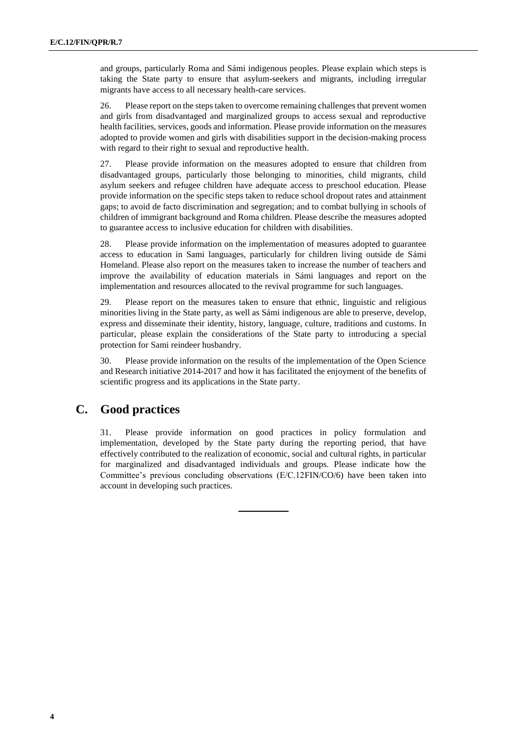and groups, particularly Roma and Sámi indigenous peoples. Please explain which steps is taking the State party to ensure that asylum-seekers and migrants, including irregular migrants have access to all necessary health-care services.

26. Please report on the steps taken to overcome remaining challenges that prevent women and girls from disadvantaged and marginalized groups to access sexual and reproductive health facilities, services, goods and information. Please provide information on the measures adopted to provide women and girls with disabilities support in the decision-making process with regard to their right to sexual and reproductive health.

27. Please provide information on the measures adopted to ensure that children from disadvantaged groups, particularly those belonging to minorities, child migrants, child asylum seekers and refugee children have adequate access to preschool education. Please provide information on the specific steps taken to reduce school dropout rates and attainment gaps; to avoid de facto discrimination and segregation; and to combat bullying in schools of children of immigrant background and Roma children. Please describe the measures adopted to guarantee access to inclusive education for children with disabilities.

28. Please provide information on the implementation of measures adopted to guarantee access to education in Sami languages, particularly for children living outside de Sámi Homeland. Please also report on the measures taken to increase the number of teachers and improve the availability of education materials in Sámi languages and report on the implementation and resources allocated to the revival programme for such languages.

29. Please report on the measures taken to ensure that ethnic, linguistic and religious minorities living in the State party, as well as Sámi indigenous are able to preserve, develop, express and disseminate their identity, history, language, culture, traditions and customs. In particular, please explain the considerations of the State party to introducing a special protection for Sami reindeer husbandry.

30. Please provide information on the results of the implementation of the Open Science and Research initiative 2014-2017 and how it has facilitated the enjoyment of the benefits of scientific progress and its applications in the State party.

## C. Good practices

31. Please provide information on good practices in policy formulation and implementation, developed by the State party during the reporting period, that have effectively contributed to the realization of economic, social and cultural rights, in particular for marginalized and disadvantaged individuals and groups. Please indicate how the Committee's previous concluding observations (E/C.12FIN/CO/6) have been taken into account in developing such practices.